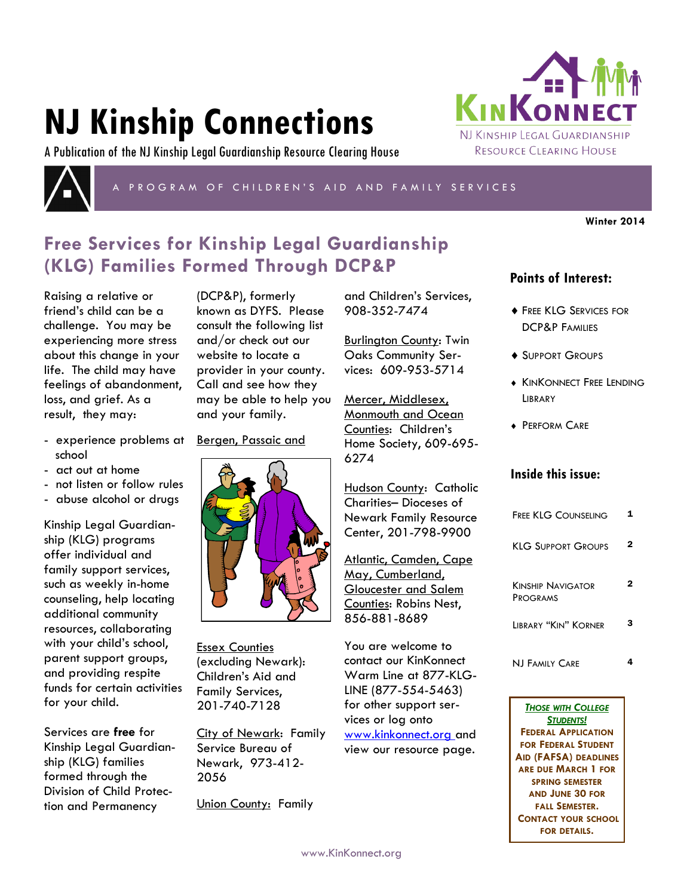# NJ Kinship Connections

A Publication of the NJ Kinship Legal Guardianship Resource Clearing House

KinKonnect
NJ Kinship Legal Guardianship Resource Clearing House

A PROGRAM OF CHILDREN'S AID AND FAMILY SERVICES

**Winter 2014**

## Free Services for Kinship Legal Guardianship (KLG) Families Formed Through DCP&P

Raising a relative or friend's child can be a challenge. You may be experiencing more stress about this change in your life. The child may have feelings of abandonment, loss, and grief. As a result, they may:

- experience problems at school
- act out at home
- not listen or follow rules
- abuse alcohol or drugs

Kinship Legal Guardianship (KLG) programs offer individual and family support services, such as weekly in-home counseling, help locating additional community resources, collaborating with your child's school, parent support groups, and providing respite funds for certain activities for your child.

Services are **free** for Kinship Legal Guardianship (KLG) families formed through the Division of Child Protection and Permanency (DCP&P), formerly known as DYFS. Please consult the following list and/or check out our website to locate a provider in your county. Call and see how they may be able to help you and your family.

Bergen, Passaic and Essex Counties (excluding Newark): Children's Aid and Family Services, 201-740-7128

City of Newark: Family Service Bureau of Newark, 973-412-2056

Union County: Family and Children's Services, 908-352-7474

Burlington County: Twin Oaks Community Services: 609-953-5714

Mercer, Middlesex, Monmouth and Ocean Counties: Children's Home Society, 609-695-6274

Hudson County: Catholic Charities– Dioceses of Newark Family Resource Center, 201-798-9900

Atlantic, Camden, Cape May, Cumberland, Gloucester and Salem Counties: Robins Nest, 856-881-8689

You are welcome to contact our KinKonnect Warm Line at 877-KLG-LINE (877-554-5463) for other support services or log onto www.kinkonnect.org and view our resource page.

### Points of Interest:

- Free KLG Services for DCP&P Families
- Support Groups
- KinKonnect Free Lending Library
- Perform Care

### Inside this issue:

| | |
|---|---|
| Free KLG Counseling | 1 |
| KLG Support Groups | 2 |
| Kinship Navigator Programs | 2 |
| Library "Kin" Korner | 3 |
| NJ Family Care | 4 |

***Those with College Students!***
**Federal Application for Federal Student Aid (FAFSA) deadlines are due March 1 for spring semester and June 30 for fall semester. Contact your school for details.**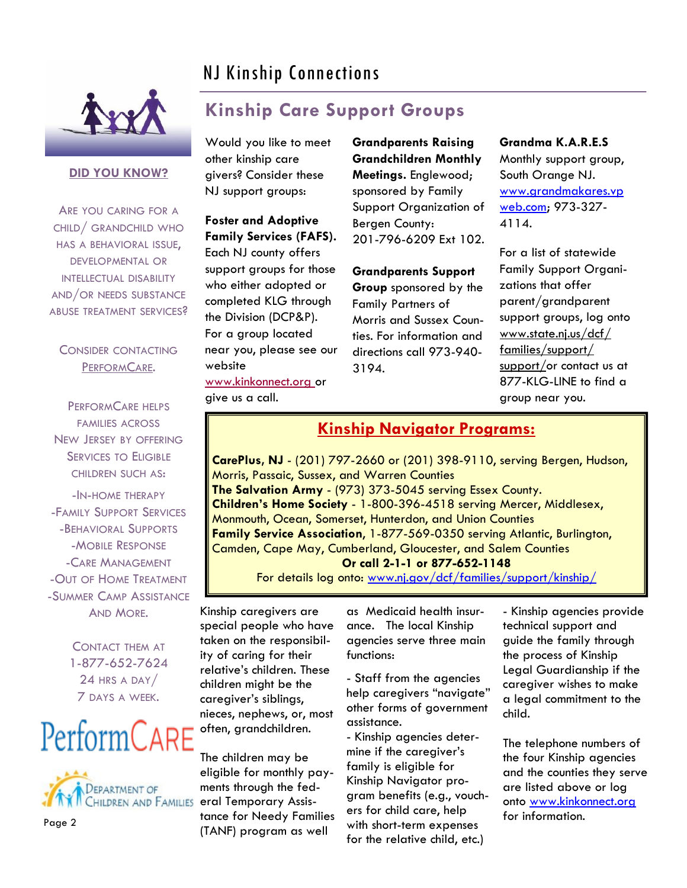# NJ Kinship Connections

## Kinship Care Support Groups

Would you like to meet other kinship care givers? Consider these NJ support groups:

**Foster and Adoptive Family Services (FAFS).** Each NJ county offers support groups for those who either adopted or completed KLG through the Division (DCP&P). For a group located near you, please see our website www.kinkonnect.org or give us a call.

**Grandparents Raising Grandchildren Monthly Meetings.** Englewood; sponsored by Family Support Organization of Bergen County: 201-796-6209 Ext 102.

**Grandparents Support Group** sponsored by the Family Partners of Morris and Sussex Counties. For information and directions call 973-940-3194.

**Grandma K.A.R.E.S** Monthly support group, South Orange NJ. www.grandmakares.vpweb.com; 973-327-4114.

For a list of statewide Family Support Organizations that offer parent/grandparent support groups, log onto www.state.nj.us/dcf/families/support/support/or contact us at 877-KLG-LINE to find a group near you.

## Kinship Navigator Programs:

**CarePlus, NJ** - (201) 797-2660 or (201) 398-9110, serving Bergen, Hudson, Morris, Passaic, Sussex, and Warren Counties
**The Salvation Army** - (973) 373-5045 serving Essex County.
**Children's Home Society** - 1-800-396-4518 serving Mercer, Middlesex, Monmouth, Ocean, Somerset, Hunterdon, and Union Counties
**Family Service Association,** 1-877-569-0350 serving Atlantic, Burlington, Camden, Cape May, Cumberland, Gloucester, and Salem Counties

**Or call 2-1-1 or 877-652-1148**

For details log onto: www.nj.gov/dcf/families/support/kinship/

Kinship caregivers are special people who have taken on the responsibility of caring for their relative's children. These children might be the caregiver's siblings, nieces, nephews, or, most often, grandchildren.

The children may be eligible for monthly payments through the federal Temporary Assistance for Needy Families (TANF) program as well as Medicaid health insurance. The local Kinship agencies serve three main functions:

- Staff from the agencies help caregivers "navigate" other forms of government assistance.
- Kinship agencies determine if the caregiver's family is eligible for Kinship Navigator program benefits (e.g., vouchers for child care, help with short-term expenses for the relative child, etc.)
- Kinship agencies provide technical support and guide the family through the process of Kinship Legal Guardianship if the caregiver wishes to make a legal commitment to the child.

The telephone numbers of the four Kinship agencies and the counties they serve are listed above or log onto www.kinkonnect.org for information.

---

**DID YOU KNOW?**

Are you caring for a child/ grandchild who has a behavioral issue, developmental or intellectual disability and/or needs substance abuse treatment services?

Consider contacting PerformCare.

PerformCare helps families across New Jersey by offering Services to Eligible children such as:

- In-Home Therapy
- Family Support Services
- Behavioral Supports
- Mobile Response
- Care Management
- Out of Home Treatment
- Summer Camp Assistance

And More.

Contact them at 1-877-652-7624
24 hrs a day/ 7 days a week.

PerformCARE

Department of Children and Families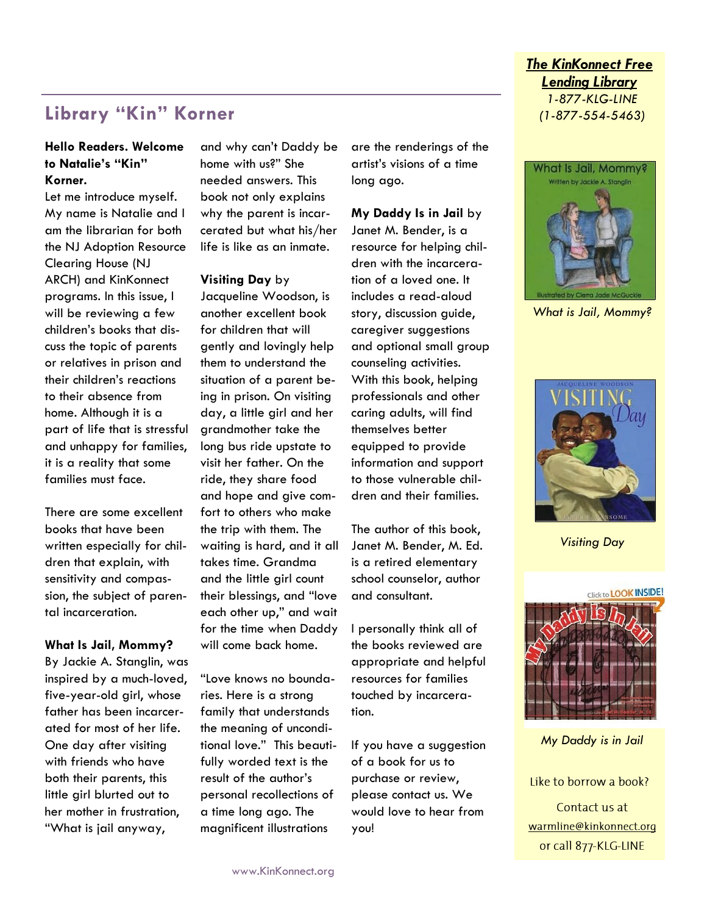## Library "Kin" Korner

**Hello Readers. Welcome to Natalie's "Kin" Korner.**

Let me introduce myself. My name is Natalie and I am the librarian for both the NJ Adoption Resource Clearing House (NJ ARCH) and KinKonnect programs. In this issue, I will be reviewing a few children's books that discuss the topic of parents or relatives in prison and their children's reactions to their absence from home. Although it is a part of life that is stressful and unhappy for families, it is a reality that some families must face.

There are some excellent books that have been written especially for children that explain, with sensitivity and compassion, the subject of parental incarceration.

**What Is Jail, Mommy?** By Jackie A. Stanglin, was inspired by a much-loved, five-year-old girl, whose father has been incarcerated for most of her life. One day after visiting with friends who have both their parents, this little girl blurted out to her mother in frustration, "What is jail anyway, and why can't Daddy be home with us?" She needed answers. This book not only explains why the parent is incarcerated but what his/her life is like as an inmate.

**Visiting Day** by Jacqueline Woodson, is another excellent book for children that will gently and lovingly help them to understand the situation of a parent being in prison. On visiting day, a little girl and her grandmother take the long bus ride upstate to visit her father. On the ride, they share food and hope and give comfort to others who make the trip with them. The waiting is hard, and it all takes time. Grandma and the little girl count their blessings, and "love each other up," and wait for the time when Daddy will come back home.

"Love knows no boundaries. Here is a strong family that understands the meaning of unconditional love." This beautifully worded text is the result of the author's personal recollections of a time long ago. The magnificent illustrations are the renderings of the artist's visions of a time long ago.

**My Daddy Is in Jail** by Janet M. Bender, is a resource for helping children with the incarceration of a loved one. It includes a read-aloud story, discussion guide, caregiver suggestions and optional small group counseling activities. With this book, helping professionals and other caring adults, will find themselves better equipped to provide information and support to those vulnerable children and their families.

The author of this book, Janet M. Bender, M. Ed. is a retired elementary school counselor, author and consultant.

I personally think all of the books reviewed are appropriate and helpful resources for families touched by incarceration.

If you have a suggestion of a book for us to purchase or review, please contact us. We would love to hear from you!

***The KinKonnect Free Lending Library***
*1-877-KLG-LINE*
*(1-877-554-5463)*

*What is Jail, Mommy?*

*Visiting Day*

*My Daddy is in Jail*

Like to borrow a book?

Contact us at warmline@kinkonnect.org or call 877-KLG-LINE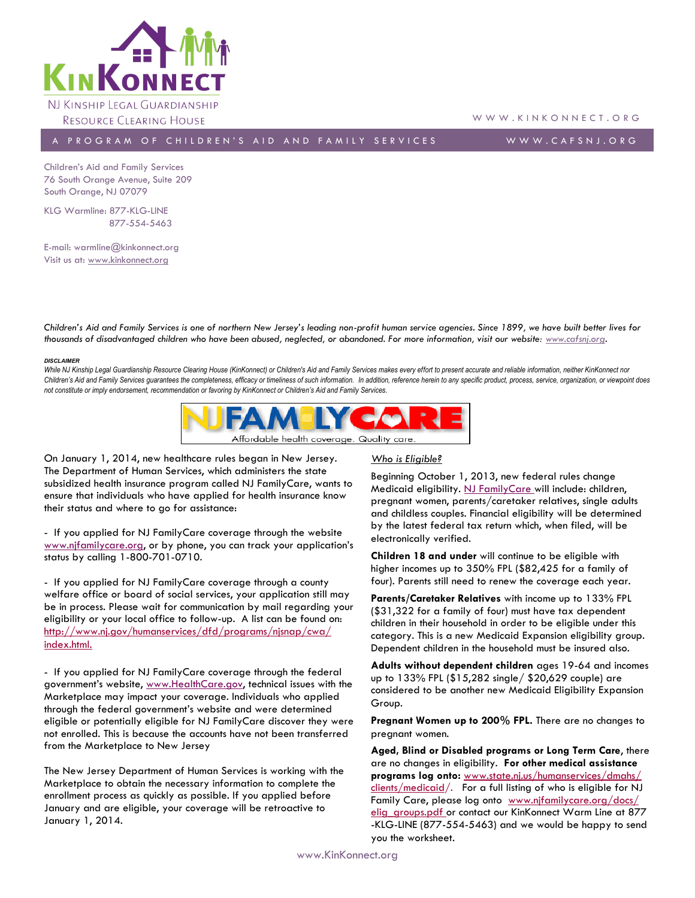KinKonnect

NJ Kinship Legal Guardianship Resource Clearing House

WWW.KINKONNECT.ORG

A PROGRAM OF CHILDREN'S AID AND FAMILY SERVICES WWW.CAFSNJ.ORG

Children's Aid and Family Services
76 South Orange Avenue, Suite 209
South Orange, NJ 07079

KLG Warmline: 877-KLG-LINE
877-554-5463

E-mail: warmline@kinkonnect.org
Visit us at: www.kinkonnect.org

*Children's Aid and Family Services is one of northern New Jersey's leading non-profit human service agencies. Since 1899, we have built better lives for thousands of disadvantaged children who have been abused, neglected, or abandoned. For more information, visit our website: www.cafsnj.org.*

***DISCLAIMER***

*While NJ Kinship Legal Guardianship Resource Clearing House (KinKonnect) or Children's Aid and Family Services makes every effort to present accurate and reliable information, neither KinKonnect nor Children's Aid and Family Services guarantees the completeness, efficacy or timeliness of such information. In addition, reference herein to any specific product, process, service, organization, or viewpoint does not constitute or imply endorsement, recommendation or favoring by KinKonnect or Children's Aid and Family Services.*

NJ FAMILYCARE

Affordable health coverage. Quality care.

On January 1, 2014, new healthcare rules began in New Jersey. The Department of Human Services, which administers the state subsidized health insurance program called NJ FamilyCare, wants to ensure that individuals who have applied for health insurance know their status and where to go for assistance:

- If you applied for NJ FamilyCare coverage through the website www.njfamilycare.org, or by phone, you can track your application's status by calling 1-800-701-0710.

- If you applied for NJ FamilyCare coverage through a county welfare office or board of social services, your application still may be in process. Please wait for communication by mail regarding your eligibility or your local office to follow-up. A list can be found on: http://www.nj.gov/humanservices/dfd/programs/njsnap/cwa/index.html.

- If you applied for NJ FamilyCare coverage through the federal government's website, www.HealthCare.gov, technical issues with the Marketplace may impact your coverage. Individuals who applied through the federal government's website and were determined eligible or potentially eligible for NJ FamilyCare discover they were not enrolled. This is because the accounts have not been transferred from the Marketplace to New Jersey

The New Jersey Department of Human Services is working with the Marketplace to obtain the necessary information to complete the enrollment process as quickly as possible. If you applied before January and are eligible, your coverage will be retroactive to January 1, 2014.

*Who is Eligible?*

Beginning October 1, 2013, new federal rules change Medicaid eligibility. NJ FamilyCare will include: children, pregnant women, parents/caretaker relatives, single adults and childless couples. Financial eligibility will be determined by the latest federal tax return which, when filed, will be electronically verified.

**Children 18 and under** will continue to be eligible with higher incomes up to 350% FPL ($82,425 for a family of four). Parents still need to renew the coverage each year.

**Parents/Caretaker Relatives** with income up to 133% FPL ($31,322 for a family of four) must have tax dependent children in their household in order to be eligible under this category. This is a new Medicaid Expansion eligibility group. Dependent children in the household must be insured also.

**Adults without dependent children** ages 19-64 and incomes up to 133% FPL ($15,282 single/ $20,629 couple) are considered to be another new Medicaid Eligibility Expansion Group.

**Pregnant Women up to 200% FPL.** There are no changes to pregnant women.

**Aged, Blind or Disabled programs or Long Term Care,** there are no changes in eligibility. **For other medical assistance programs log onto:** www.state.nj.us/humanservices/dmahs/clients/medicaid/. For a full listing of who is eligible for NJ Family Care, please log onto www.njfamilycare.org/docs/elig_groups.pdf or contact our KinKonnect Warm Line at 877-KLG-LINE (877-554-5463) and we would be happy to send you the worksheet.

www.KinKonnect.org